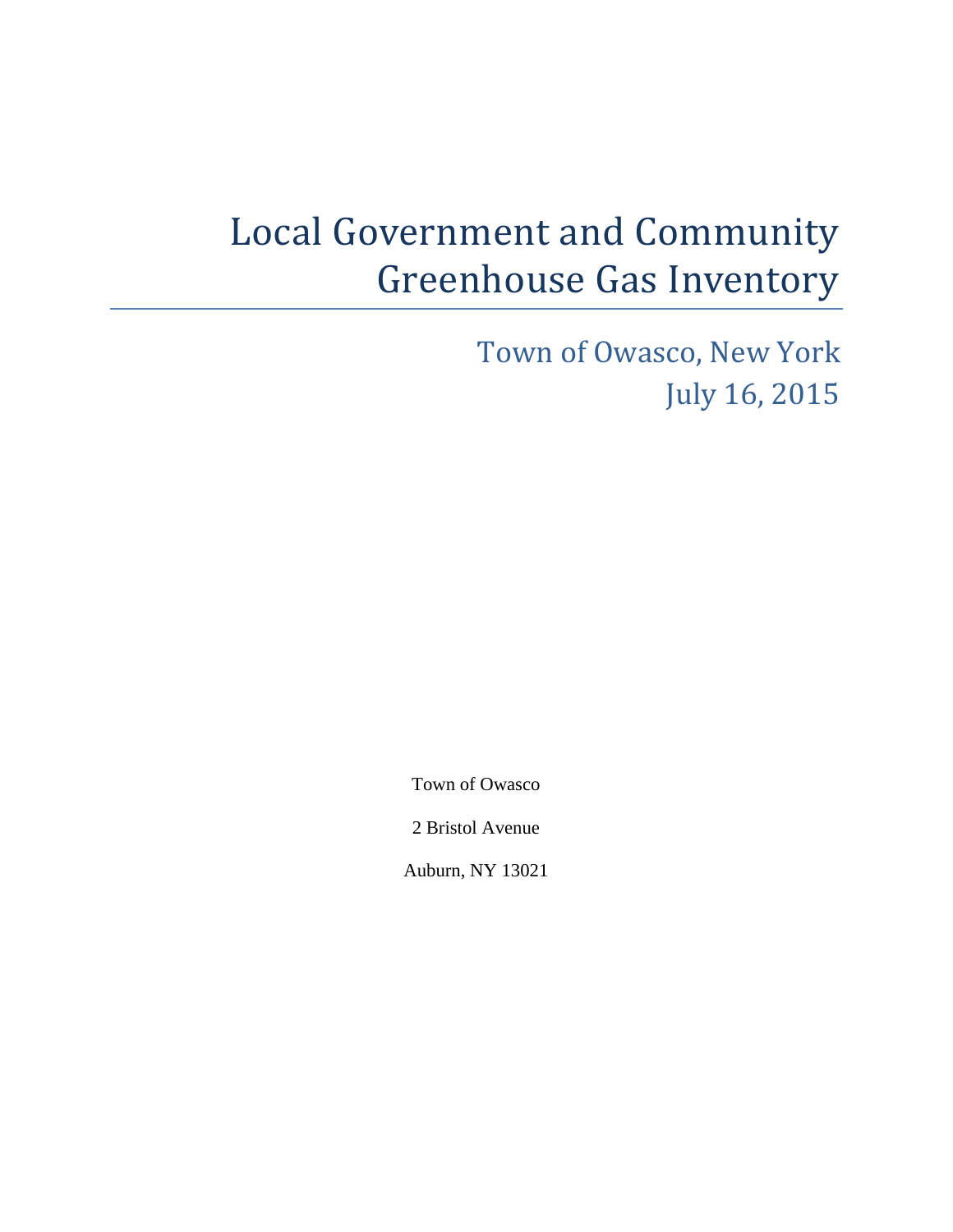# Local Government and Community Greenhouse Gas Inventory

## Town of Owasco, New York
## July 16, 2015

Town of Owasco

2 Bristol Avenue

Auburn, NY 13021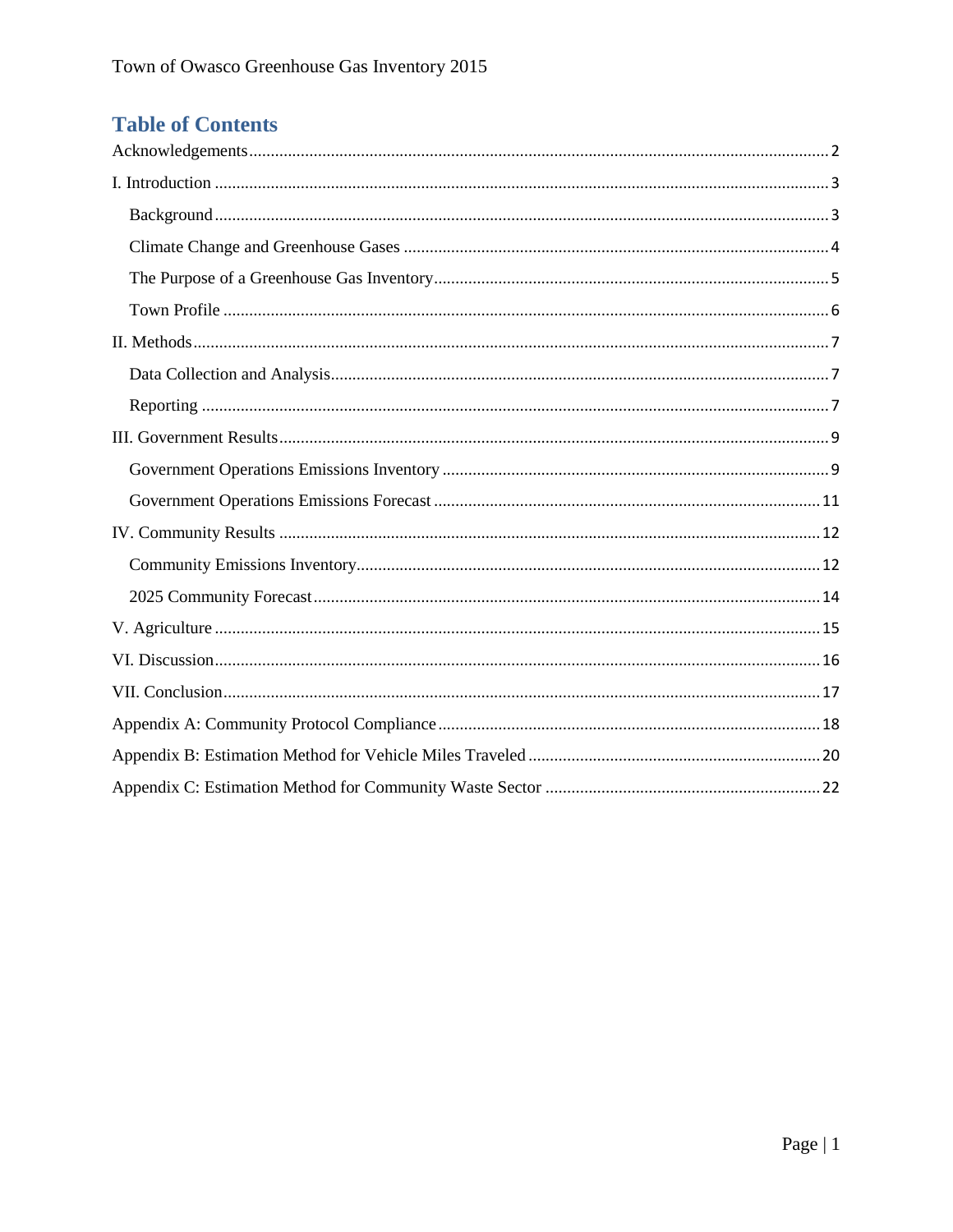## Table of Contents

- Acknowledgements ..... 2
- I. Introduction ..... 3
  - Background ..... 3
  - Climate Change and Greenhouse Gases ..... 4
  - The Purpose of a Greenhouse Gas Inventory ..... 5
  - Town Profile ..... 6
- II. Methods ..... 7
  - Data Collection and Analysis ..... 7
  - Reporting ..... 7
- III. Government Results ..... 9
  - Government Operations Emissions Inventory ..... 9
  - Government Operations Emissions Forecast ..... 11
- IV. Community Results ..... 12
  - Community Emissions Inventory ..... 12
  - 2025 Community Forecast ..... 14
- V. Agriculture ..... 15
- VI. Discussion ..... 16
- VII. Conclusion ..... 17
- Appendix A: Community Protocol Compliance ..... 18
- Appendix B: Estimation Method for Vehicle Miles Traveled ..... 20
- Appendix C: Estimation Method for Community Waste Sector ..... 22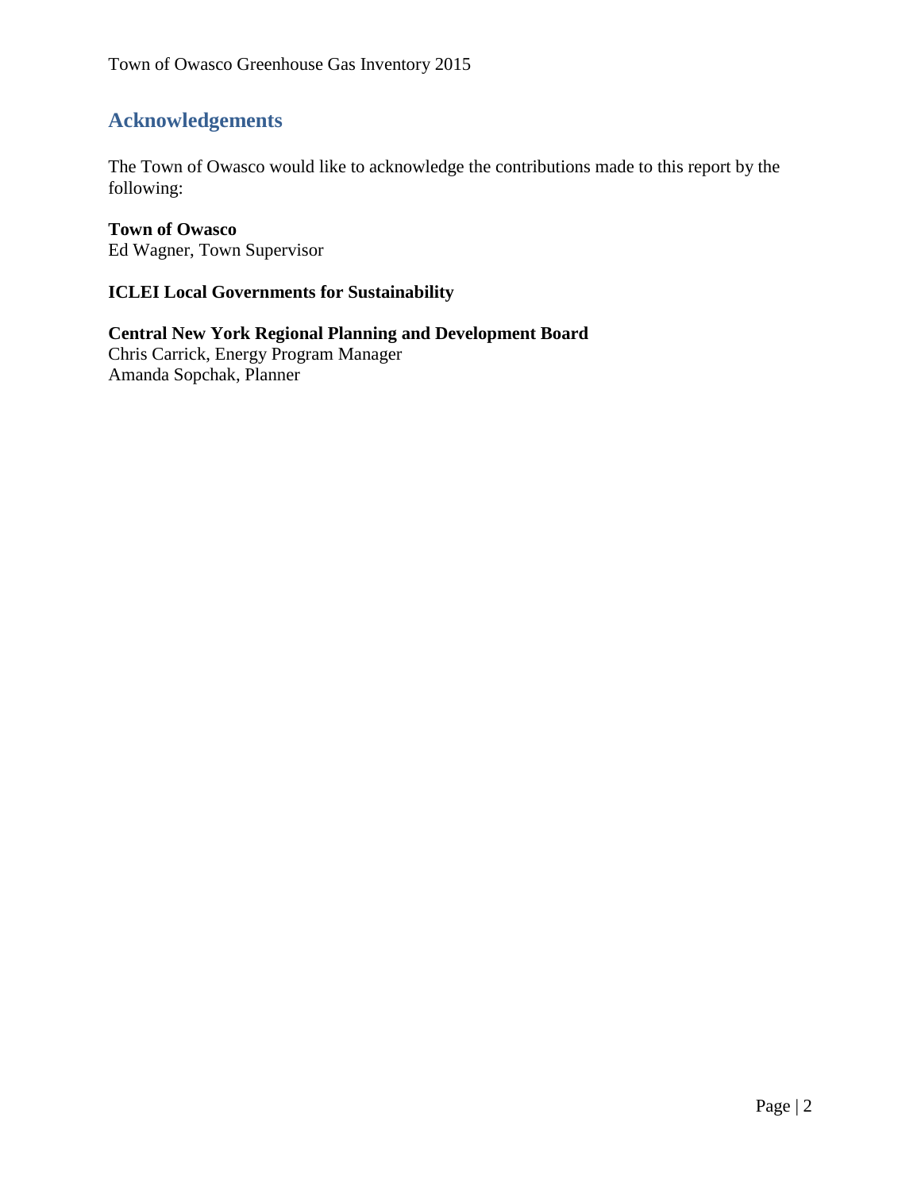## Acknowledgements

The Town of Owasco would like to acknowledge the contributions made to this report by the following:

**Town of Owasco**
Ed Wagner, Town Supervisor

**ICLEI Local Governments for Sustainability**

**Central New York Regional Planning and Development Board**
Chris Carrick, Energy Program Manager
Amanda Sopchak, Planner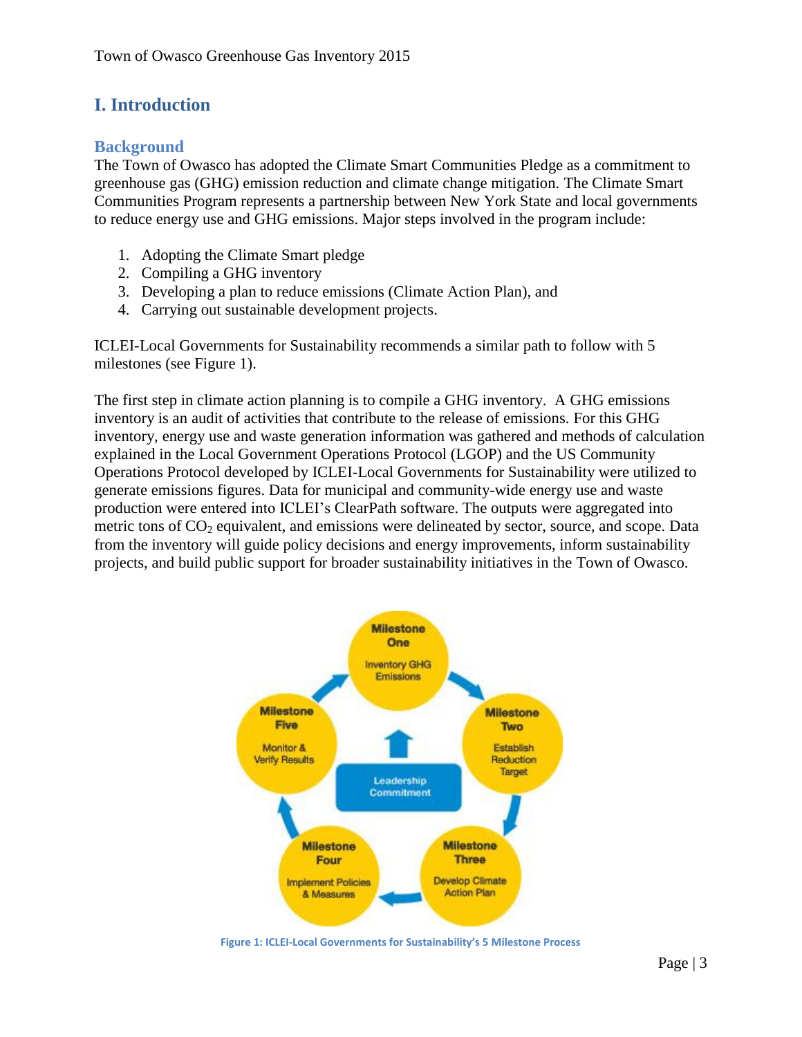# I. Introduction

## Background

The Town of Owasco has adopted the Climate Smart Communities Pledge as a commitment to greenhouse gas (GHG) emission reduction and climate change mitigation. The Climate Smart Communities Program represents a partnership between New York State and local governments to reduce energy use and GHG emissions. Major steps involved in the program include:

1. Adopting the Climate Smart pledge
2. Compiling a GHG inventory
3. Developing a plan to reduce emissions (Climate Action Plan), and
4. Carrying out sustainable development projects.

ICLEI-Local Governments for Sustainability recommends a similar path to follow with 5 milestones (see Figure 1).

The first step in climate action planning is to compile a GHG inventory. A GHG emissions inventory is an audit of activities that contribute to the release of emissions. For this GHG inventory, energy use and waste generation information was gathered and methods of calculation explained in the Local Government Operations Protocol (LGOP) and the US Community Operations Protocol developed by ICLEI-Local Governments for Sustainability were utilized to generate emissions figures. Data for municipal and community-wide energy use and waste production were entered into ICLEI's ClearPath software. The outputs were aggregated into metric tons of $CO_2$ equivalent, and emissions were delineated by sector, source, and scope. Data from the inventory will guide policy decisions and energy improvements, inform sustainability projects, and build public support for broader sustainability initiatives in the Town of Owasco.

Milestone One: Inventory GHG Emissions → Milestone Two: Establish Reduction Target → Milestone Three: Develop Climate Action Plan → Milestone Four: Implement Policies & Measures → Milestone Five: Monitor & Verify Results → (back to Milestone One)

Leadership Commitment

Figure 1: ICLEI-Local Governments for Sustainability's 5 Milestone Process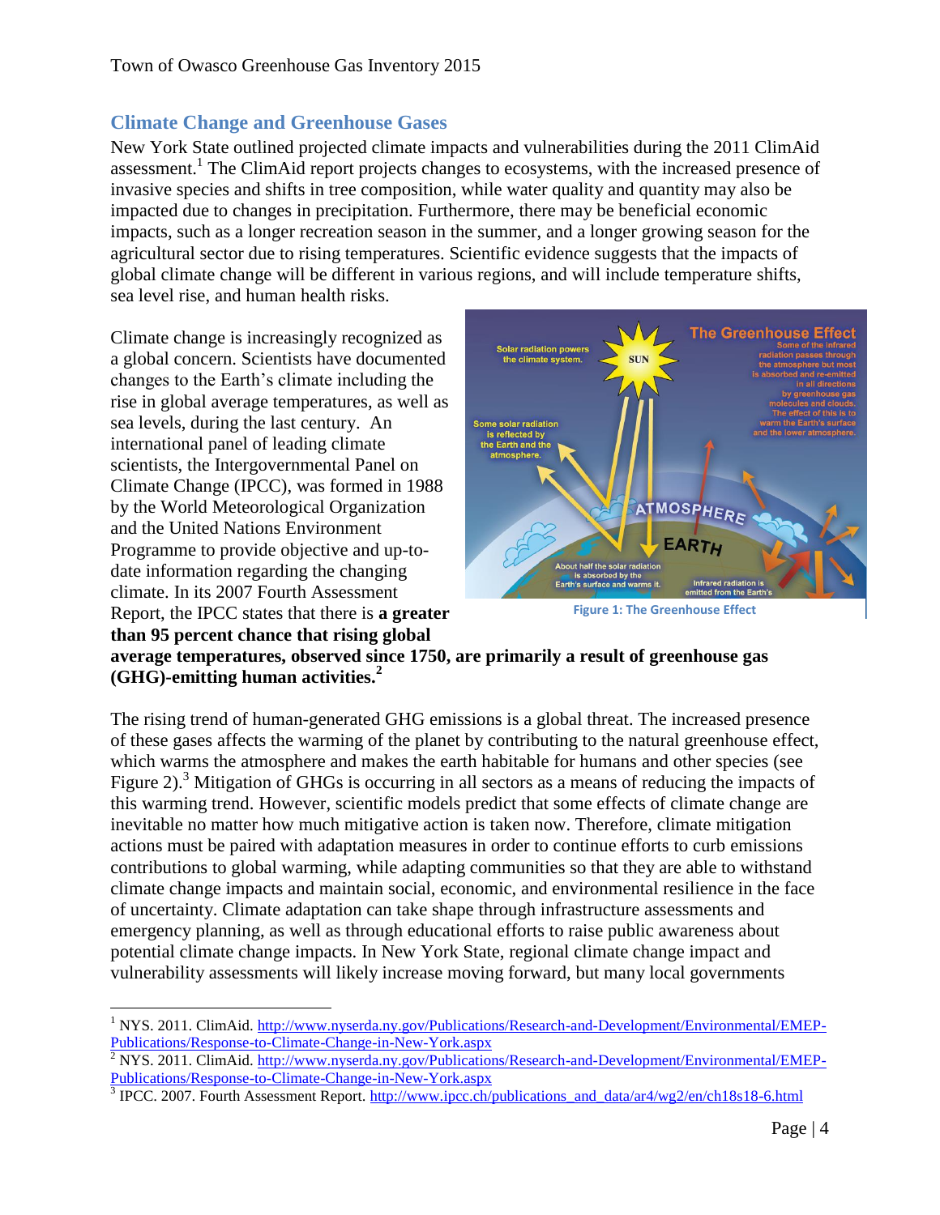## Climate Change and Greenhouse Gases

New York State outlined projected climate impacts and vulnerabilities during the 2011 ClimAid assessment.[1] The ClimAid report projects changes to ecosystems, with the increased presence of invasive species and shifts in tree composition, while water quality and quantity may also be impacted due to changes in precipitation. Furthermore, there may be beneficial economic impacts, such as a longer recreation season in the summer, and a longer growing season for the agricultural sector due to rising temperatures. Scientific evidence suggests that the impacts of global climate change will be different in various regions, and will include temperature shifts, sea level rise, and human health risks.

Climate change is increasingly recognized as a global concern. Scientists have documented changes to the Earth's climate including the rise in global average temperatures, as well as sea levels, during the last century. An international panel of leading climate scientists, the Intergovernmental Panel on Climate Change (IPCC), was formed in 1988 by the World Meteorological Organization and the United Nations Environment Programme to provide objective and up-to-date information regarding the changing climate. In its 2007 Fourth Assessment Report, the IPCC states that there is **a greater than 95 percent chance that rising global average temperatures, observed since 1750, are primarily a result of greenhouse gas (GHG)-emitting human activities.[2]**

Figure 1: The Greenhouse Effect

The rising trend of human-generated GHG emissions is a global threat. The increased presence of these gases affects the warming of the planet by contributing to the natural greenhouse effect, which warms the atmosphere and makes the earth habitable for humans and other species (see Figure 2).[3] Mitigation of GHGs is occurring in all sectors as a means of reducing the impacts of this warming trend. However, scientific models predict that some effects of climate change are inevitable no matter how much mitigative action is taken now. Therefore, climate mitigation actions must be paired with adaptation measures in order to continue efforts to curb emissions contributions to global warming, while adapting communities so that they are able to withstand climate change impacts and maintain social, economic, and environmental resilience in the face of uncertainty. Climate adaptation can take shape through infrastructure assessments and emergency planning, as well as through educational efforts to raise public awareness about potential climate change impacts. In New York State, regional climate change impact and vulnerability assessments will likely increase moving forward, but many local governments

---

[1] NYS. 2011. ClimAid. http://www.nyserda.ny.gov/Publications/Research-and-Development/Environmental/EMEP-Publications/Response-to-Climate-Change-in-New-York.aspx

[2] NYS. 2011. ClimAid. http://www.nyserda.ny.gov/Publications/Research-and-Development/Environmental/EMEP-Publications/Response-to-Climate-Change-in-New-York.aspx

[3] IPCC. 2007. Fourth Assessment Report. http://www.ipcc.ch/publications_and_data/ar4/wg2/en/ch18s18-6.html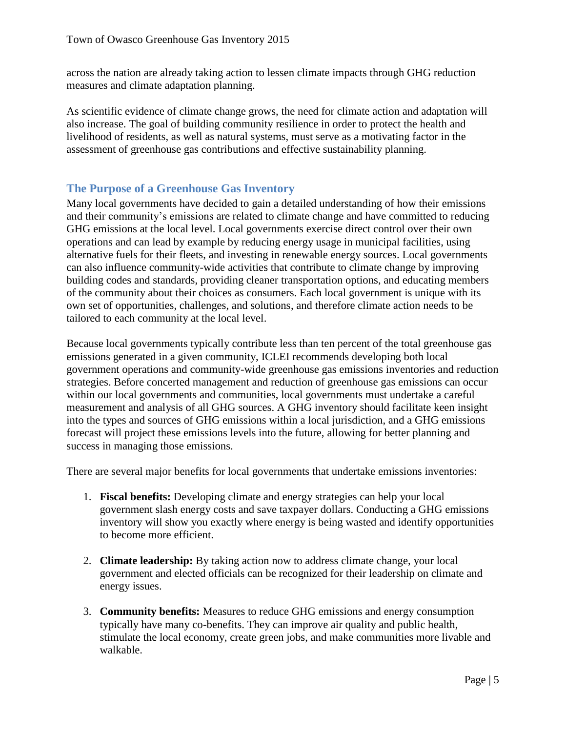across the nation are already taking action to lessen climate impacts through GHG reduction measures and climate adaptation planning.

As scientific evidence of climate change grows, the need for climate action and adaptation will also increase. The goal of building community resilience in order to protect the health and livelihood of residents, as well as natural systems, must serve as a motivating factor in the assessment of greenhouse gas contributions and effective sustainability planning.

## The Purpose of a Greenhouse Gas Inventory

Many local governments have decided to gain a detailed understanding of how their emissions and their community's emissions are related to climate change and have committed to reducing GHG emissions at the local level. Local governments exercise direct control over their own operations and can lead by example by reducing energy usage in municipal facilities, using alternative fuels for their fleets, and investing in renewable energy sources. Local governments can also influence community-wide activities that contribute to climate change by improving building codes and standards, providing cleaner transportation options, and educating members of the community about their choices as consumers. Each local government is unique with its own set of opportunities, challenges, and solutions, and therefore climate action needs to be tailored to each community at the local level.

Because local governments typically contribute less than ten percent of the total greenhouse gas emissions generated in a given community, ICLEI recommends developing both local government operations and community-wide greenhouse gas emissions inventories and reduction strategies. Before concerted management and reduction of greenhouse gas emissions can occur within our local governments and communities, local governments must undertake a careful measurement and analysis of all GHG sources. A GHG inventory should facilitate keen insight into the types and sources of GHG emissions within a local jurisdiction, and a GHG emissions forecast will project these emissions levels into the future, allowing for better planning and success in managing those emissions.

There are several major benefits for local governments that undertake emissions inventories:

1. **Fiscal benefits:** Developing climate and energy strategies can help your local government slash energy costs and save taxpayer dollars. Conducting a GHG emissions inventory will show you exactly where energy is being wasted and identify opportunities to become more efficient.

2. **Climate leadership:** By taking action now to address climate change, your local government and elected officials can be recognized for their leadership on climate and energy issues.

3. **Community benefits:** Measures to reduce GHG emissions and energy consumption typically have many co-benefits. They can improve air quality and public health, stimulate the local economy, create green jobs, and make communities more livable and walkable.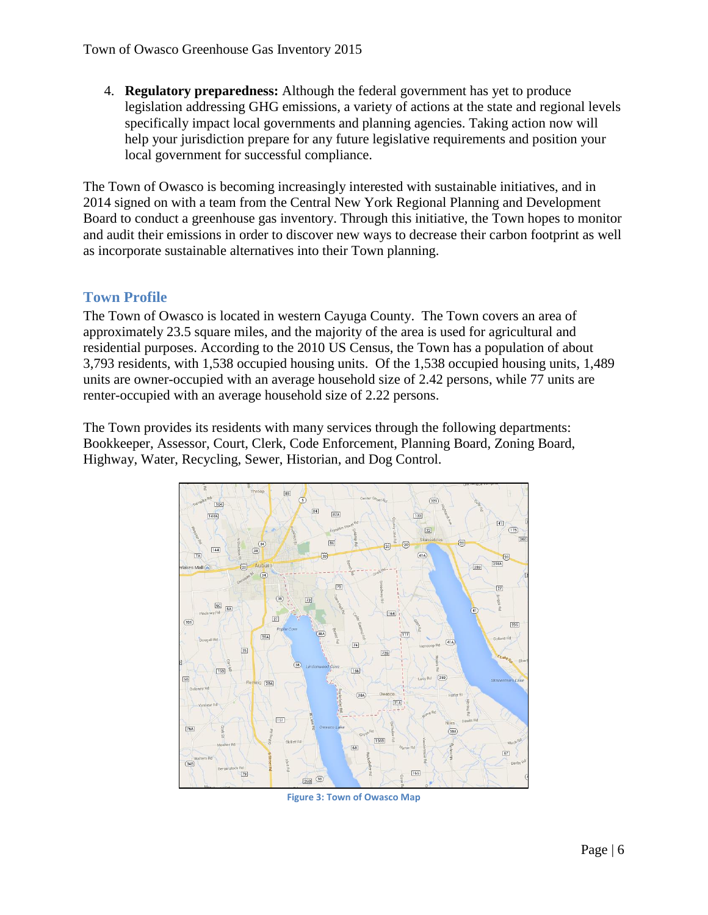4. **Regulatory preparedness:** Although the federal government has yet to produce legislation addressing GHG emissions, a variety of actions at the state and regional levels specifically impact local governments and planning agencies. Taking action now will help your jurisdiction prepare for any future legislative requirements and position your local government for successful compliance.

The Town of Owasco is becoming increasingly interested with sustainable initiatives, and in 2014 signed on with a team from the Central New York Regional Planning and Development Board to conduct a greenhouse gas inventory. Through this initiative, the Town hopes to monitor and audit their emissions in order to discover new ways to decrease their carbon footprint as well as incorporate sustainable alternatives into their Town planning.

## Town Profile

The Town of Owasco is located in western Cayuga County. The Town covers an area of approximately 23.5 square miles, and the majority of the area is used for agricultural and residential purposes. According to the 2010 US Census, the Town has a population of about 3,793 residents, with 1,538 occupied housing units. Of the 1,538 occupied housing units, 1,489 units are owner-occupied with an average household size of 2.42 persons, while 77 units are renter-occupied with an average household size of 2.22 persons.

The Town provides its residents with many services through the following departments: Bookkeeper, Assessor, Court, Clerk, Code Enforcement, Planning Board, Zoning Board, Highway, Water, Recycling, Sewer, Historian, and Dog Control.

Figure 3: Town of Owasco Map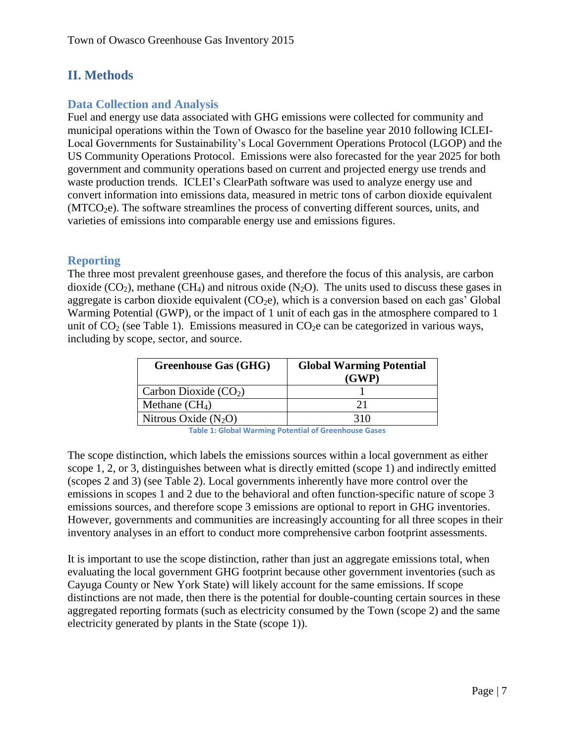## II. Methods

### Data Collection and Analysis

Fuel and energy use data associated with GHG emissions were collected for community and municipal operations within the Town of Owasco for the baseline year 2010 following ICLEI-Local Governments for Sustainability's Local Government Operations Protocol (LGOP) and the US Community Operations Protocol. Emissions were also forecasted for the year 2025 for both government and community operations based on current and projected energy use trends and waste production trends. ICLEI's ClearPath software was used to analyze energy use and convert information into emissions data, measured in metric tons of carbon dioxide equivalent ($MTCO_2e$). The software streamlines the process of converting different sources, units, and varieties of emissions into comparable energy use and emissions figures.

### Reporting

The three most prevalent greenhouse gases, and therefore the focus of this analysis, are carbon dioxide ($CO_2$), methane ($CH_4$) and nitrous oxide ($N_2O$). The units used to discuss these gases in aggregate is carbon dioxide equivalent ($CO_2e$), which is a conversion based on each gas' Global Warming Potential (GWP), or the impact of 1 unit of each gas in the atmosphere compared to 1 unit of $CO_2$ (see Table 1). Emissions measured in $CO_2e$ can be categorized in various ways, including by scope, sector, and source.

| Greenhouse Gas (GHG) | Global Warming Potential (GWP) |
|---|---|
| Carbon Dioxide ($CO_2$) | 1 |
| Methane ($CH_4$) | 21 |
| Nitrous Oxide ($N_2O$) | 310 |

Table 1: Global Warming Potential of Greenhouse Gases

The scope distinction, which labels the emissions sources within a local government as either scope 1, 2, or 3, distinguishes between what is directly emitted (scope 1) and indirectly emitted (scopes 2 and 3) (see Table 2). Local governments inherently have more control over the emissions in scopes 1 and 2 due to the behavioral and often function-specific nature of scope 3 emissions sources, and therefore scope 3 emissions are optional to report in GHG inventories. However, governments and communities are increasingly accounting for all three scopes in their inventory analyses in an effort to conduct more comprehensive carbon footprint assessments.

It is important to use the scope distinction, rather than just an aggregate emissions total, when evaluating the local government GHG footprint because other government inventories (such as Cayuga County or New York State) will likely account for the same emissions. If scope distinctions are not made, then there is the potential for double-counting certain sources in these aggregated reporting formats (such as electricity consumed by the Town (scope 2) and the same electricity generated by plants in the State (scope 1)).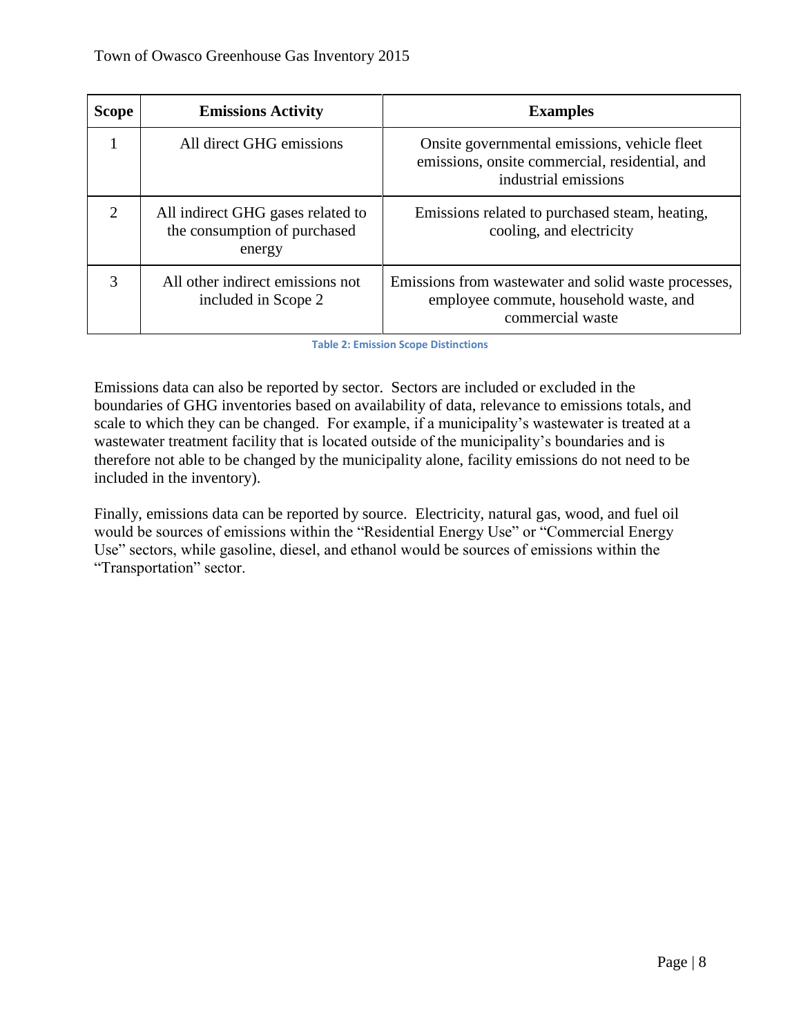| Scope | Emissions Activity | Examples |
|---|---|---|
| 1 | All direct GHG emissions | Onsite governmental emissions, vehicle fleet emissions, onsite commercial, residential, and industrial emissions |
| 2 | All indirect GHG gases related to the consumption of purchased energy | Emissions related to purchased steam, heating, cooling, and electricity |
| 3 | All other indirect emissions not included in Scope 2 | Emissions from wastewater and solid waste processes, employee commute, household waste, and commercial waste |

Table 2: Emission Scope Distinctions

Emissions data can also be reported by sector. Sectors are included or excluded in the boundaries of GHG inventories based on availability of data, relevance to emissions totals, and scale to which they can be changed. For example, if a municipality's wastewater is treated at a wastewater treatment facility that is located outside of the municipality's boundaries and is therefore not able to be changed by the municipality alone, facility emissions do not need to be included in the inventory).

Finally, emissions data can be reported by source. Electricity, natural gas, wood, and fuel oil would be sources of emissions within the "Residential Energy Use" or "Commercial Energy Use" sectors, while gasoline, diesel, and ethanol would be sources of emissions within the "Transportation" sector.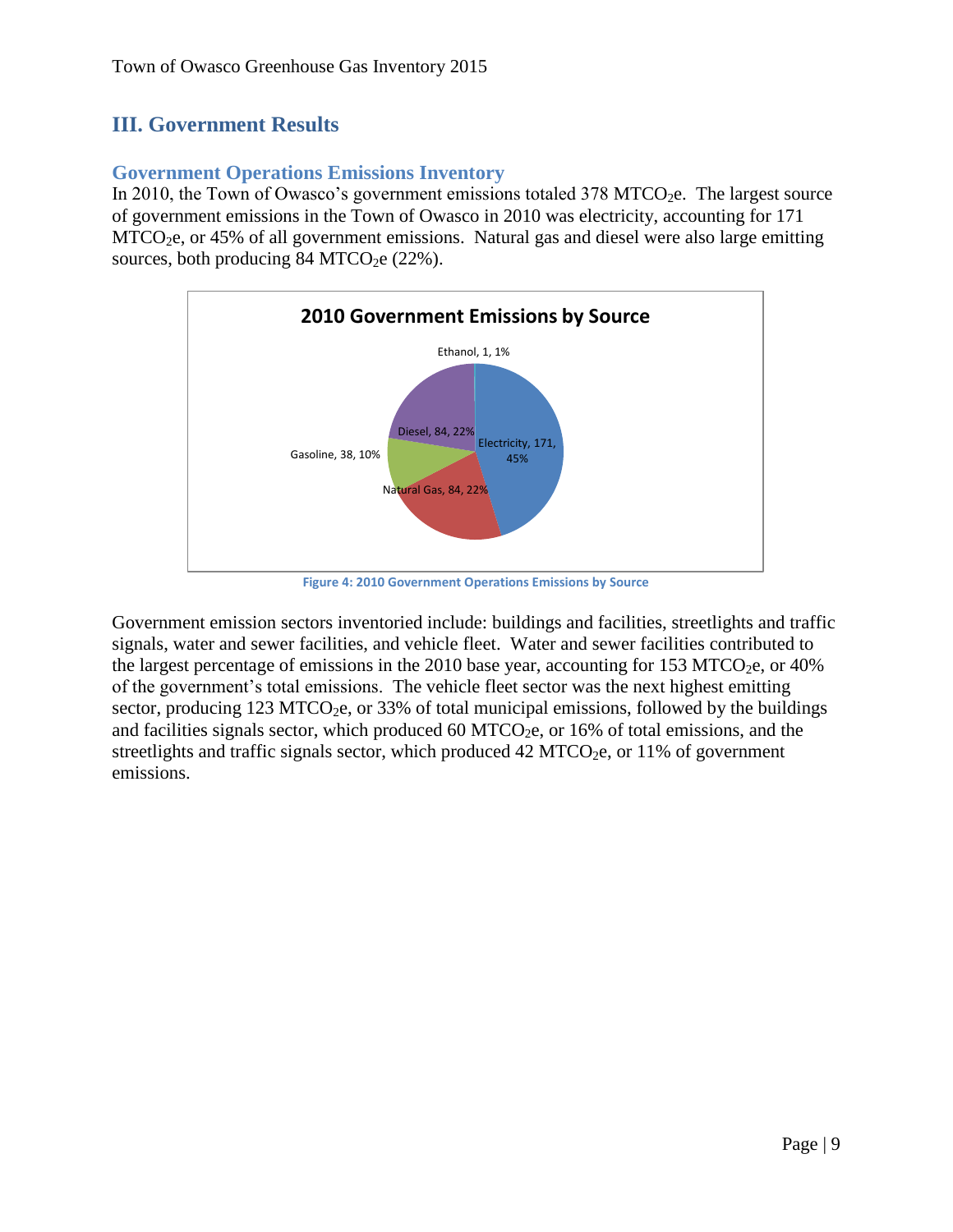# III. Government Results

## Government Operations Emissions Inventory

In 2010, the Town of Owasco's government emissions totaled 378 $MTCO_2e$. The largest source of government emissions in the Town of Owasco in 2010 was electricity, accounting for 171 $MTCO_2e$, or 45% of all government emissions. Natural gas and diesel were also large emitting sources, both producing 84 $MTCO_2e$ (22%).

**2010 Government Emissions by Source**

| Source | $MTCO_2e$ | Percent |
|---|---|---|
| Electricity | 171 | 45% |
| Natural Gas | 84 | 22% |
| Diesel | 84 | 22% |
| Gasoline | 38 | 10% |
| Ethanol | 1 | 1% |

Figure 4: 2010 Government Operations Emissions by Source

Government emission sectors inventoried include: buildings and facilities, streetlights and traffic signals, water and sewer facilities, and vehicle fleet. Water and sewer facilities contributed to the largest percentage of emissions in the 2010 base year, accounting for 153 $MTCO_2e$, or 40% of the government's total emissions. The vehicle fleet sector was the next highest emitting sector, producing 123 $MTCO_2e$, or 33% of total municipal emissions, followed by the buildings and facilities signals sector, which produced 60 $MTCO_2e$, or 16% of total emissions, and the streetlights and traffic signals sector, which produced 42 $MTCO_2e$, or 11% of government emissions.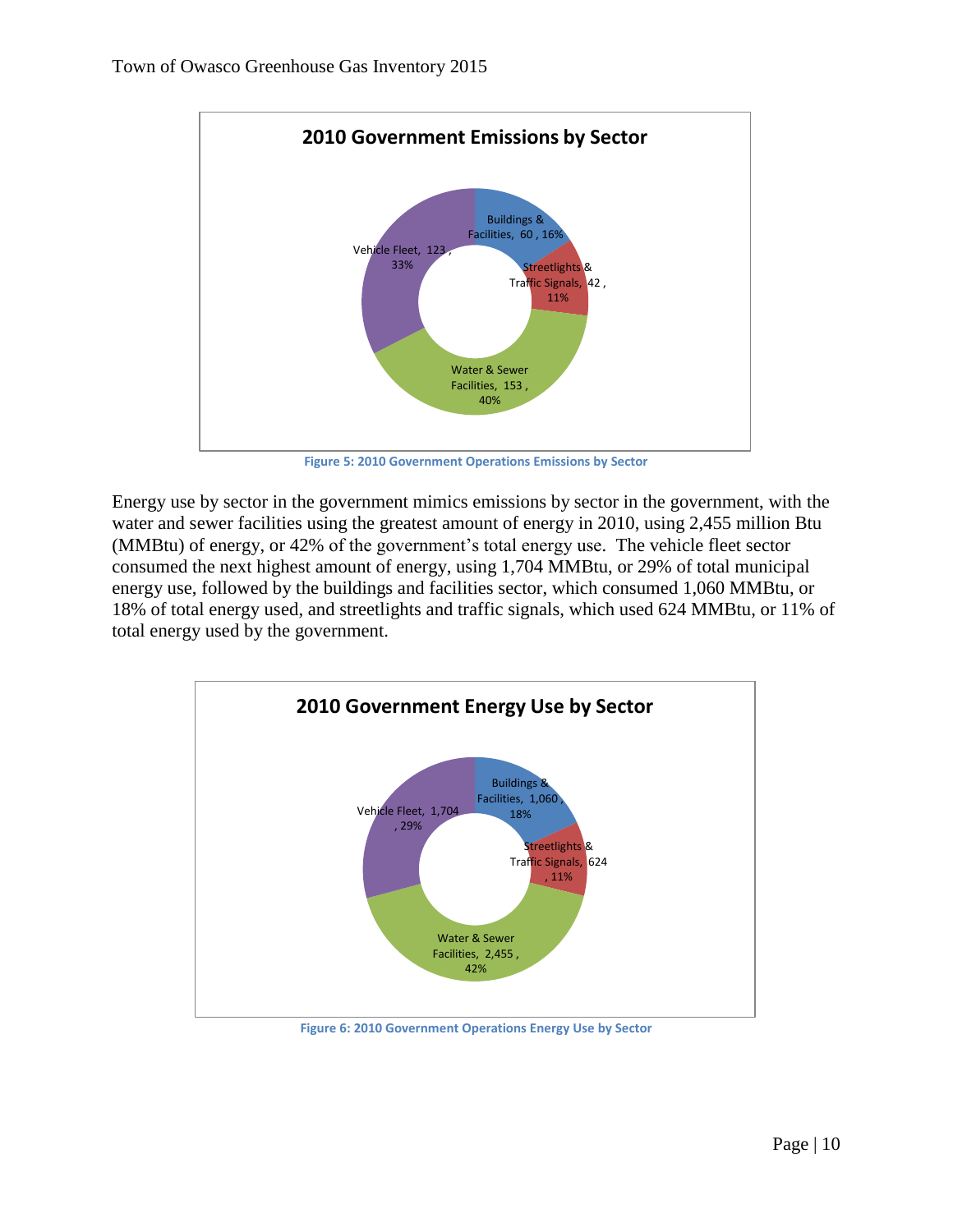Figure 5: 2010 Government Operations Emissions by Sector

Energy use by sector in the government mimics emissions by sector in the government, with the water and sewer facilities using the greatest amount of energy in 2010, using 2,455 million Btu (MMBtu) of energy, or 42% of the government's total energy use. The vehicle fleet sector consumed the next highest amount of energy, using 1,704 MMBtu, or 29% of total municipal energy use, followed by the buildings and facilities sector, which consumed 1,060 MMBtu, or 18% of total energy used, and streetlights and traffic signals, which used 624 MMBtu, or 11% of total energy used by the government.

Figure 6: 2010 Government Operations Energy Use by Sector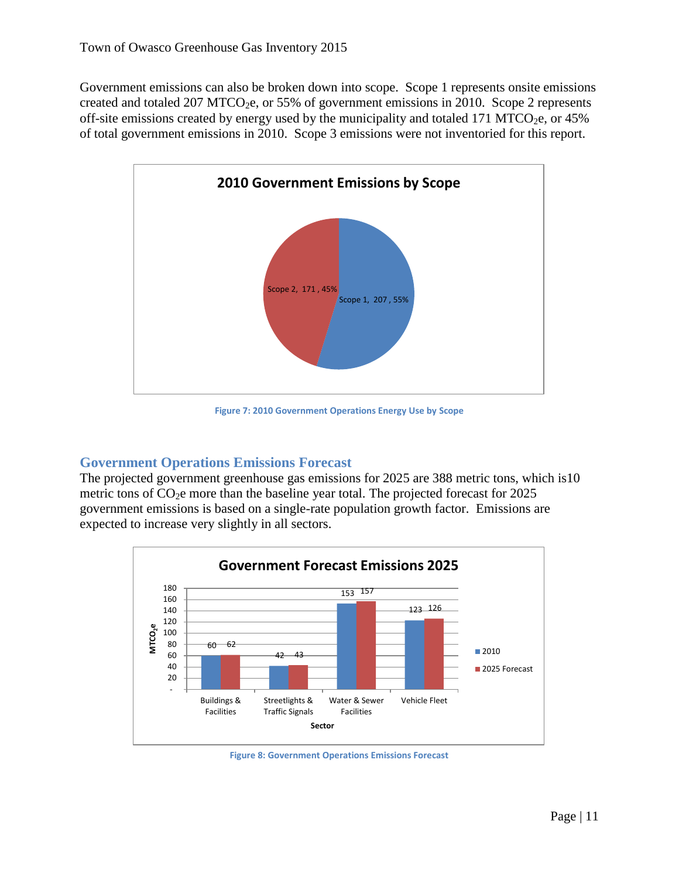Government emissions can also be broken down into scope. Scope 1 represents onsite emissions created and totaled 207 $MTCO_2e$, or 55% of government emissions in 2010. Scope 2 represents off-site emissions created by energy used by the municipality and totaled 171 $MTCO_2e$, or 45% of total government emissions in 2010. Scope 3 emissions were not inventoried for this report.

**2010 Government Emissions by Scope**

| Scope | $MTCO_2e$ | Percent |
|---|---|---|
| Scope 1 | 207 | 55% |
| Scope 2 | 171 | 45% |

Figure 7: 2010 Government Operations Energy Use by Scope

## Government Operations Emissions Forecast

The projected government greenhouse gas emissions for 2025 are 388 metric tons, which is10 metric tons of $CO_2e$ more than the baseline year total. The projected forecast for 2025 government emissions is based on a single-rate population growth factor. Emissions are expected to increase very slightly in all sectors.

**Government Forecast Emissions 2025**

| Sector | 2010 | 2025 Forecast |
|---|---|---|
| Buildings & Facilities | 60 | 62 |
| Streetlights & Traffic Signals | 42 | 43 |
| Water & Sewer Facilities | 153 | 157 |
| Vehicle Fleet | 123 | 126 |

Figure 8: Government Operations Emissions Forecast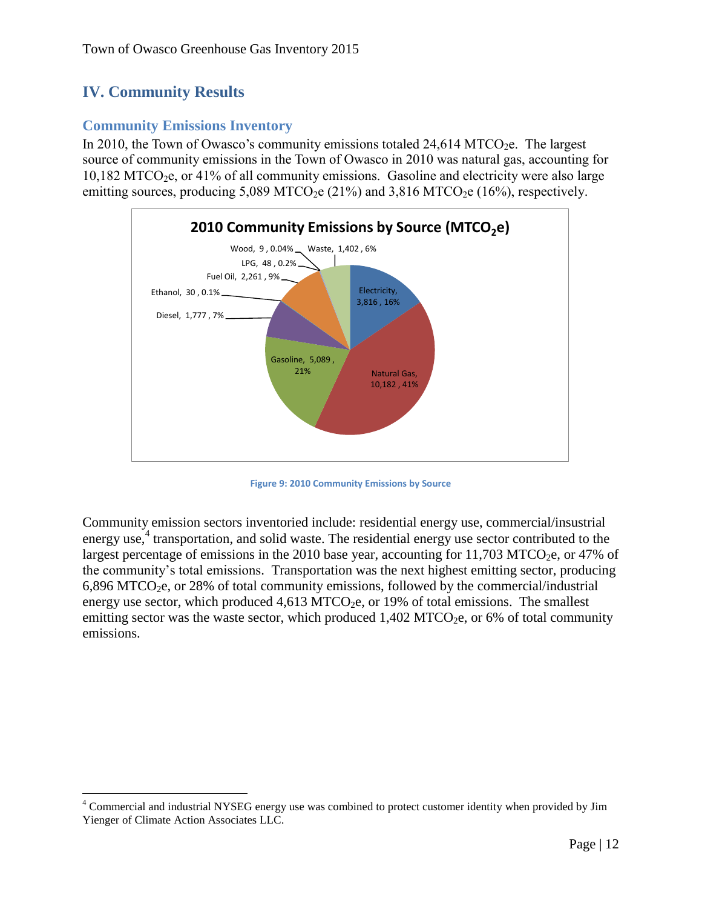# IV. Community Results

## Community Emissions Inventory

In 2010, the Town of Owasco's community emissions totaled 24,614 $MTCO_2e$. The largest source of community emissions in the Town of Owasco in 2010 was natural gas, accounting for 10,182 $MTCO_2e$, or 41% of all community emissions. Gasoline and electricity were also large emitting sources, producing 5,089 $MTCO_2e$ (21%) and 3,816 $MTCO_2e$ (16%), respectively.

**2010 Community Emissions by Source ($MTCO_2e$)**

| Source | $MTCO_2e$ | Percent |
|---|---|---|
| Electricity | 3,816 | 16% |
| Natural Gas | 10,182 | 41% |
| Gasoline | 5,089 | 21% |
| Diesel | 1,777 | 7% |
| Ethanol | 30 | 0.1% |
| Fuel Oil | 2,261 | 9% |
| LPG | 48 | 0.2% |
| Wood | 9 | 0.04% |
| Waste | 1,402 | 6% |

Figure 9: 2010 Community Emissions by Source

Community emission sectors inventoried include: residential energy use, commercial/insustrial energy use,[4] transportation, and solid waste. The residential energy use sector contributed to the largest percentage of emissions in the 2010 base year, accounting for 11,703 $MTCO_2e$, or 47% of the community's total emissions. Transportation was the next highest emitting sector, producing 6,896 $MTCO_2e$, or 28% of total community emissions, followed by the commercial/industrial energy use sector, which produced 4,613 $MTCO_2e$, or 19% of total emissions. The smallest emitting sector was the waste sector, which produced 1,402 $MTCO_2e$, or 6% of total community emissions.

[4] Commercial and industrial NYSEG energy use was combined to protect customer identity when provided by Jim Yienger of Climate Action Associates LLC.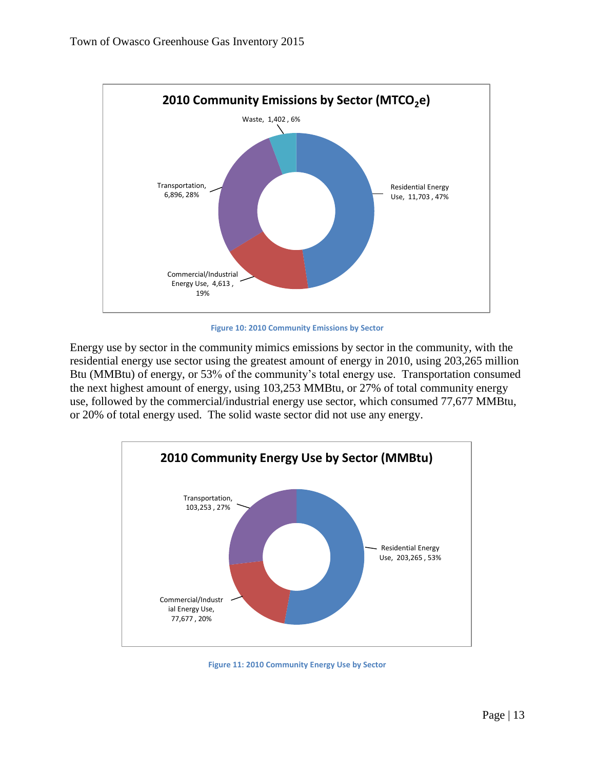**2010 Community Emissions by Sector ($MTCO_2e$)**

- Waste, 1,402, 6%
- Residential Energy Use, 11,703, 47%
- Commercial/Industrial Energy Use, 4,613, 19%
- Transportation, 6,896, 28%

Figure 10: 2010 Community Emissions by Sector

Energy use by sector in the community mimics emissions by sector in the community, with the residential energy use sector using the greatest amount of energy in 2010, using 203,265 million Btu (MMBtu) of energy, or 53% of the community's total energy use. Transportation consumed the next highest amount of energy, using 103,253 MMBtu, or 27% of total community energy use, followed by the commercial/industrial energy use sector, which consumed 77,677 MMBtu, or 20% of total energy used. The solid waste sector did not use any energy.

**2010 Community Energy Use by Sector (MMBtu)**

- Transportation, 103,253, 27%
- Residential Energy Use, 203,265, 53%
- Commercial/Industrial Energy Use, 77,677, 20%

Figure 11: 2010 Community Energy Use by Sector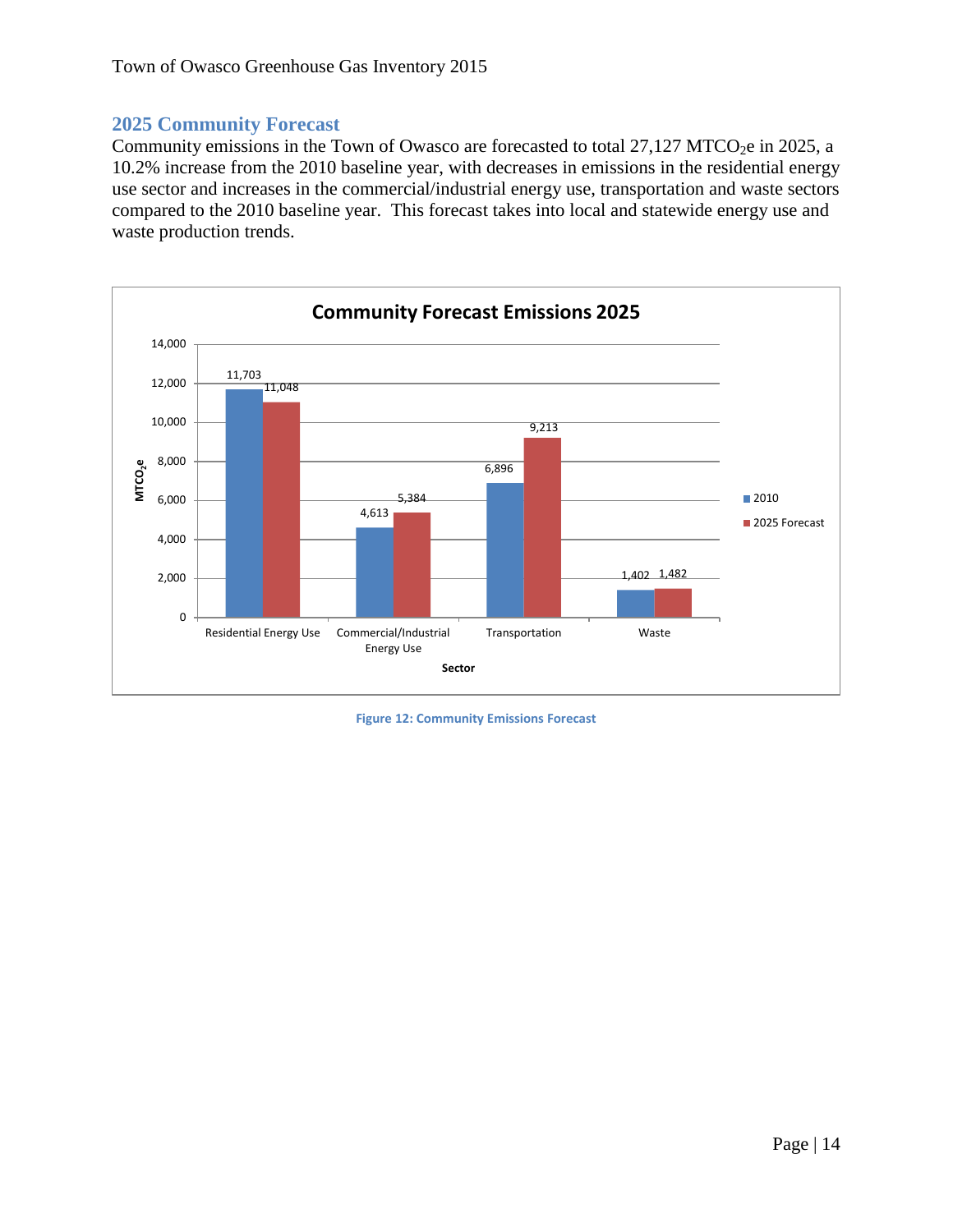## 2025 Community Forecast

Community emissions in the Town of Owasco are forecasted to total 27,127 $MTCO_2e$ in 2025, a 10.2% increase from the 2010 baseline year, with decreases in emissions in the residential energy use sector and increases in the commercial/industrial energy use, transportation and waste sectors compared to the 2010 baseline year. This forecast takes into local and statewide energy use and waste production trends.

**Community Forecast Emissions 2025**

| Sector | 2010 ($MTCO_2e$) | 2025 Forecast ($MTCO_2e$) |
|---|---|---|
| Residential Energy Use | 11,703 | 11,048 |
| Commercial/Industrial Energy Use | 4,613 | 5,384 |
| Transportation | 6,896 | 9,213 |
| Waste | 1,402 | 1,482 |

Figure 12: Community Emissions Forecast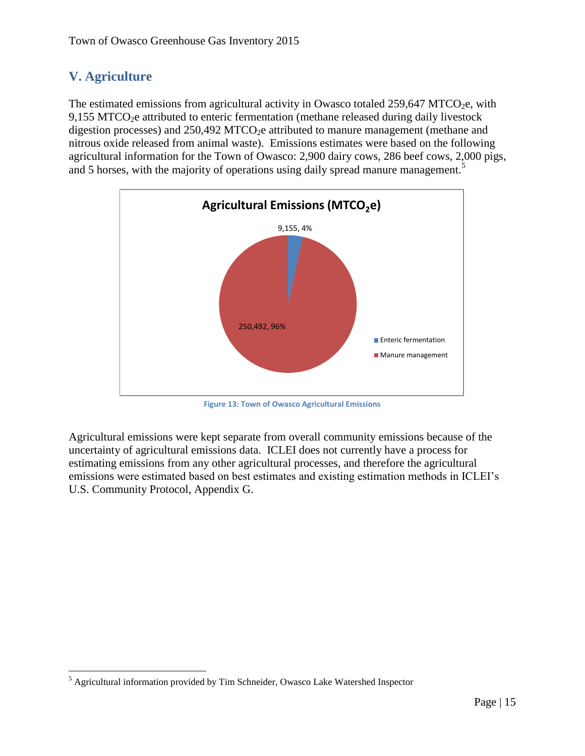## V. Agriculture

The estimated emissions from agricultural activity in Owasco totaled 259,647 $MTCO_2e$, with 9,155 $MTCO_2e$ attributed to enteric fermentation (methane released during daily livestock digestion processes) and 250,492 $MTCO_2e$ attributed to manure management (methane and nitrous oxide released from animal waste). Emissions estimates were based on the following agricultural information for the Town of Owasco: 2,900 dairy cows, 286 beef cows, 2,000 pigs, and 5 horses, with the majority of operations using daily spread manure management.[5]

**Figure 13: Town of Owasco Agricultural Emissions**

Agricultural emissions were kept separate from overall community emissions because of the uncertainty of agricultural emissions data. ICLEI does not currently have a process for estimating emissions from any other agricultural processes, and therefore the agricultural emissions were estimated based on best estimates and existing estimation methods in ICLEI's U.S. Community Protocol, Appendix G.

[5] Agricultural information provided by Tim Schneider, Owasco Lake Watershed Inspector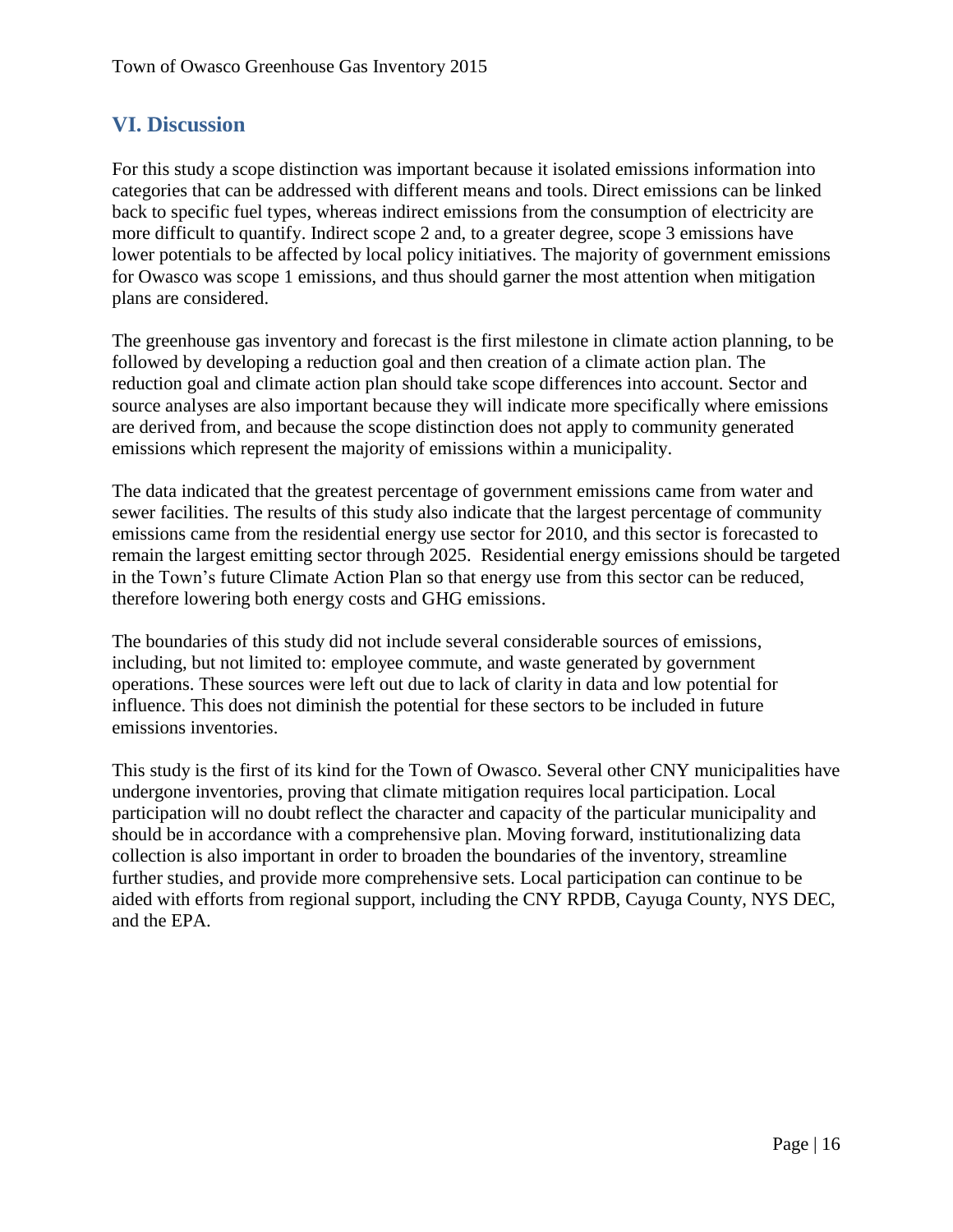## VI. Discussion

For this study a scope distinction was important because it isolated emissions information into categories that can be addressed with different means and tools. Direct emissions can be linked back to specific fuel types, whereas indirect emissions from the consumption of electricity are more difficult to quantify. Indirect scope 2 and, to a greater degree, scope 3 emissions have lower potentials to be affected by local policy initiatives. The majority of government emissions for Owasco was scope 1 emissions, and thus should garner the most attention when mitigation plans are considered.

The greenhouse gas inventory and forecast is the first milestone in climate action planning, to be followed by developing a reduction goal and then creation of a climate action plan. The reduction goal and climate action plan should take scope differences into account. Sector and source analyses are also important because they will indicate more specifically where emissions are derived from, and because the scope distinction does not apply to community generated emissions which represent the majority of emissions within a municipality.

The data indicated that the greatest percentage of government emissions came from water and sewer facilities. The results of this study also indicate that the largest percentage of community emissions came from the residential energy use sector for 2010, and this sector is forecasted to remain the largest emitting sector through 2025. Residential energy emissions should be targeted in the Town's future Climate Action Plan so that energy use from this sector can be reduced, therefore lowering both energy costs and GHG emissions.

The boundaries of this study did not include several considerable sources of emissions, including, but not limited to: employee commute, and waste generated by government operations. These sources were left out due to lack of clarity in data and low potential for influence. This does not diminish the potential for these sectors to be included in future emissions inventories.

This study is the first of its kind for the Town of Owasco. Several other CNY municipalities have undergone inventories, proving that climate mitigation requires local participation. Local participation will no doubt reflect the character and capacity of the particular municipality and should be in accordance with a comprehensive plan. Moving forward, institutionalizing data collection is also important in order to broaden the boundaries of the inventory, streamline further studies, and provide more comprehensive sets. Local participation can continue to be aided with efforts from regional support, including the CNY RPDB, Cayuga County, NYS DEC, and the EPA.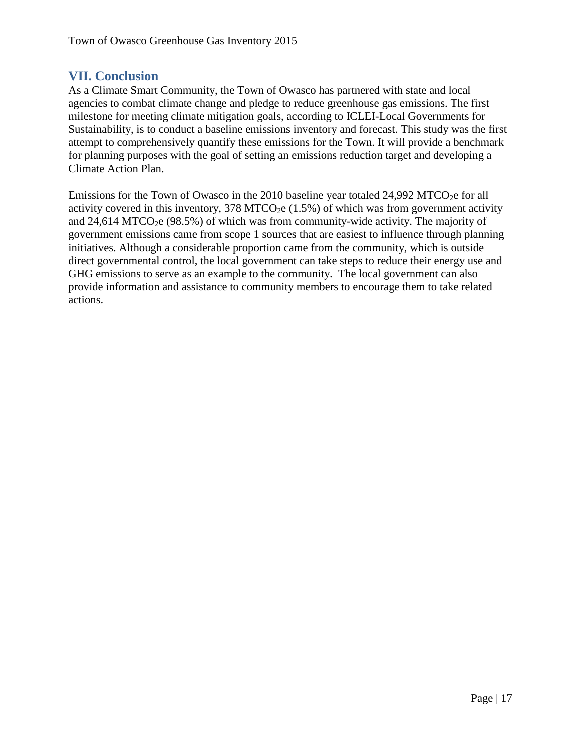## VII. Conclusion

As a Climate Smart Community, the Town of Owasco has partnered with state and local agencies to combat climate change and pledge to reduce greenhouse gas emissions. The first milestone for meeting climate mitigation goals, according to ICLEI-Local Governments for Sustainability, is to conduct a baseline emissions inventory and forecast. This study was the first attempt to comprehensively quantify these emissions for the Town. It will provide a benchmark for planning purposes with the goal of setting an emissions reduction target and developing a Climate Action Plan.

Emissions for the Town of Owasco in the 2010 baseline year totaled 24,992 $MTCO_2e$ for all activity covered in this inventory, 378 $MTCO_2e$ (1.5%) of which was from government activity and 24,614 $MTCO_2e$ (98.5%) of which was from community-wide activity. The majority of government emissions came from scope 1 sources that are easiest to influence through planning initiatives. Although a considerable proportion came from the community, which is outside direct governmental control, the local government can take steps to reduce their energy use and GHG emissions to serve as an example to the community. The local government can also provide information and assistance to community members to encourage them to take related actions.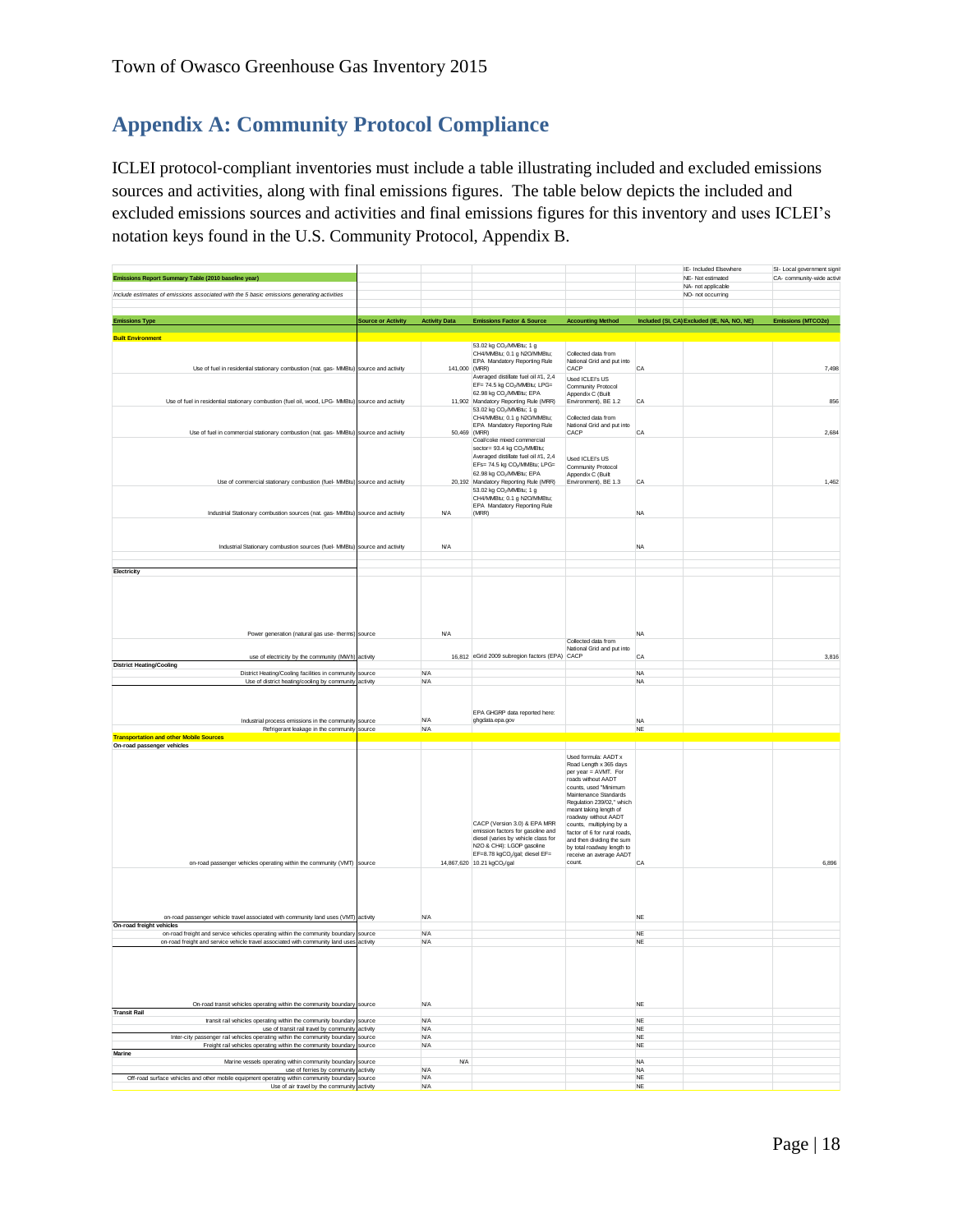## Appendix A: Community Protocol Compliance

ICLEI protocol-compliant inventories must include a table illustrating included and excluded emissions sources and activities, along with final emissions figures. The table below depicts the included and excluded emissions sources and activities and final emissions figures for this inventory and uses ICLEI's notation keys found in the U.S. Community Protocol, Appendix B.

| | | | | | | IE- Included Elsewhere | SI- Local government signi |
|---|---|---|---|---|---|---|---|
| **Emissions Report Summary Table (2010 baseline year)** | | | | | | NE- Not estimated | CA- community-wide activi |
| | | | | | | NA- not applicable | |
| *Include estimates of emissions associated with the 5 basic emissions generating activities* | | | | | | NO- not occurring | |

| Emissions Type | Source or Activity | Activity Data | Emissions Factor & Source | Accounting Method | Included (SI, CA) | Excluded (IE, NA, NO, NE) | Emissions (MTCO2e) |
|---|---|---|---|---|---|---|---|
| **Built Environment** | | | | | | | |
| Use of fuel in residential stationary combustion (nat. gas- MMBtu) | source and activity | 141,000 | 53.02 kg $CO_2$/MMBtu; 1 g CH4/MMBtu; 0.1 g N2O/MMBtu; EPA Mandatory Reporting Rule (MRR) | Collected data from National Grid and put into CACP | CA | | 7,498 |
| Use of fuel in residential stationary combustion (fuel oil, wood, LPG- MMBtu) | source and activity | 11,902 | Averaged distillate fuel oil #1, 2,4 EF= 74.5 kg $CO_2$/MMBtu; LPG= 62.98 kg $CO_2$/MMBtu; EPA Mandatory Reporting Rule (MRR) | Used ICLEI's US Community Protocol Appendix C (Built Environment), BE 1.2 | CA | | 856 |
| Use of fuel in commercial stationary combustion (nat. gas- MMBtu) | source and activity | 50,469 | 53.02 kg $CO_2$/MMBtu; 1 g CH4/MMBtu; 0.1 g N2O/MMBtu; EPA Mandatory Reporting Rule (MRR) | Collected data from National Grid and put into CACP | CA | | 2,684 |
| Use of commercial stationary combustion (fuel- MMBtu) | source and activity | 20,192 | Coal/coke mixed commercial sector= 93.4 kg $CO_2$/MMBtu; Averaged distillate fuel oil #1, 2,4 EFs= 74.5 kg $CO_2$/MMBtu; LPG= 62.98 kg $CO_2$/MMBtu; EPA Mandatory Reporting Rule (MRR) | Used ICLEI's US Community Protocol Appendix C (Built Environment), BE 1.3 | CA | | 1,462 |
| Industrial Stationary combustion sources (nat. gas- MMBtu) | source and activity | N/A | 53.02 kg $CO_2$/MMBtu; 1 g CH4/MMBtu; 0.1 g N2O/MMBtu; EPA Mandatory Reporting Rule (MRR) | | NA | | |
| Industrial Stationary combustion sources (fuel- MMBtu) | source and activity | N/A | | | NA | | |
| **Electricity** | | | | | | | |
| Power generation (natural gas use- therms) | source | N/A | | | NA | | |
| use of electricity by the community (MWh) | activity | 16,812 | eGrid 2009 subregion factors (EPA) | Collected data from National Grid and put into CACP | CA | | 3,816 |
| **District Heating/Cooling** | | | | | | | |
| District Heating/Cooling facilities in community | source | N/A | | | NA | | |
| Use of district heating/cooling by community | activity | N/A | | | NA | | |
| Industrial process emissions in the community | source | N/A | EPA GHGRP data reported here: ghgdata.epa.gov | | NA | | |
| Refrigerant leakage in the community | source | N/A | | | NE | | |
| **Transportation and other Mobile Sources** | | | | | | | |
| **On-road passenger vehicles** | | | | | | | |
| on-road passenger vehicles operating within the community (VMT) | source | 14,867,620 | CACP (Version 3.0) & EPA MRR emission factors for gasoline and diesel (varies by vehicle class for N2O & CH4): LGOP gasoline EF=8.78 kg$CO_2$/gal; diesel EF= 10.21 kg$CO_2$/gal | Used formula: AADT x Road Length x 365 days per year = AVMT. For roads without AADT counts, used "Minimum Maintenance Standards Regulation 239/02," which meant taking length of roadway without AADT counts, multiplying by a factor of 6 for rural roads, and then dividing the sum by total roadway length to receive an average AADT count. | CA | | 6,896 |
| on-road passenger vehicle travel associated with community land uses (VMT) | activity | N/A | | | NE | | |
| **On-road freight vehicles** | | | | | | | |
| on-road freight and service vehicles operating within the community boundary | source | N/A | | | NE | | |
| on-road freight and service vehicle travel associated with community land uses | activity | N/A | | | NE | | |
| On-road transit vehicles operating within the community boundary | source | N/A | | | NE | | |
| **Transit Rail** | | | | | | | |
| transit rail vehicles operating within the community boundary | source | N/A | | | NE | | |
| use of transit rail travel by community | activity | N/A | | | NE | | |
| Inter-city passenger rail vehicles operating within the community boundary | source | N/A | | | NE | | |
| Freight rail vehicles operating within the community boundary | source | N/A | | | NE | | |
| **Marine** | | | | | | | |
| Marine vessels operating within community boundary | source | N/A | | | NA | | |
| use of ferries by community | activity | N/A | | | NA | | |
| Off-road surface vehicles and other mobile equipment operating within community boundary | source | N/A | | | NE | | |
| Use of air travel by the community | activity | N/A | | | NE | | |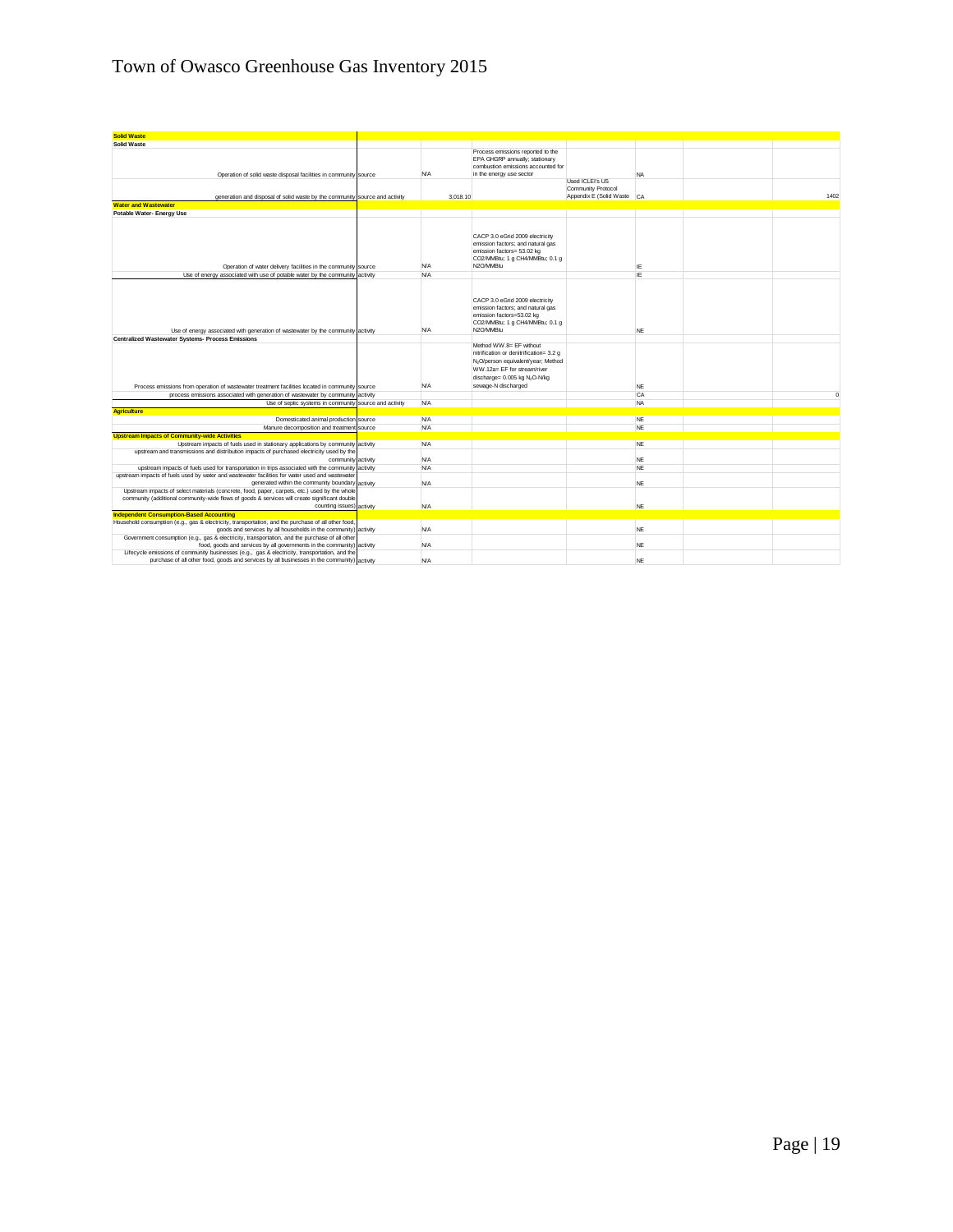# Town of Owasco Greenhouse Gas Inventory 2015

| | | | | | | | |
|---|---|---|---|---|---|---|---|
| **Solid Waste** | | | | | | | |
| **Solid Waste** | | | | | | | |
| Operation of solid waste disposal facilities in the community | source | N/A | Process emissions reported to the EPA GHGRP annually; stationary combustion emissions accounted for in the energy use sector | | NA | | |
| generation and disposal of solid waste by the community | source and activity | 3,018.10 | | Used ICLEI's US Community Protocol Appendix E (Solid Waste | CA | | 1402 |
| **Water and Wastewater** | | | | | | | |
| **Potable Water- Energy Use** | | | | | | | |
| Operation of water delivery facilities in the community | source | N/A | CACP 3.0 eGrid 2009 electricity emission factors; and natural gas emission factors= 53.02 kg CO2/MMBtu; 1 g CH4/MMBtu; 0.1 g N2O/MMBtu | | IE | | |
| Use of energy associated with use of potable water by the community | activity | N/A | | | IE | | |
| Use of energy associated with generation of wastewater by the community | activity | N/A | CACP 3.0 eGrid 2009 electricity emission factors; and natural gas emission factors=53.02 kg CO2/MMBtu; 1 g CH4/MMBtu; 0.1 g N2O/MMBtu | | NE | | |
| **Centralized Wastewater Systems- Process Emissions** | | | | | | | |
| Process emissions from operation of wastewater treatment facilities located in community | source | N/A | Method WW.8= EF without nitrification or denitrification= 3.2 g $N_2O$/person equivalent/year; Method WW.12a= EF for stream/river discharge= 0.005 kg $N_2O$-N/kg sewage-N discharged | | NE | | |
| process emissions associated with generation of wastewater by community | activity | | | | CA | | 0 |
| Use of septic systems in community | source and activity | N/A | | | NA | | |
| **Agriculture** | | | | | | | |
| Domesticated animal production | source | N/A | | | NE | | |
| Manure decomposition and treatment | source | N/A | | | NE | | |
| **Upstream Impacts of Community-wide Activities** | | | | | | | |
| Upstream impacts of fuels used in stationary applications by community | activity | N/A | | | NE | | |
| upstream and transmissions and distribution impacts of purchased electricity used by the community | activity | N/A | | | NE | | |
| upstream impacts of fuels used for transportation in trips associated with the community | activity | N/A | | | NE | | |
| upstream impacts of fuels used by water and wastewater facilities for water used and wastewater generated within the community boundary | activity | N/A | | | NE | | |
| Upstream impacts of select materials (concrete, food, paper, carpets, etc.) used by the whole community (additional community-wide flows of goods & services will create significant double counting issues) | activity | N/A | | | NE | | |
| **Independent Consumption-Based Accounting** | | | | | | | |
| Household consumption (e.g., gas & electricity, transportation, and the purchase of all other food, goods and services by all households in the community) | activity | N/A | | | NE | | |
| Government consumption (e.g., gas & electricity, transportation, and the purchase of all other food, goods and services by all governments in the community) | activity | N/A | | | NE | | |
| Lifecycle emissions of community businesses (e.g., gas & electricity, transportation, and the purchase of all other food, goods and services by all businesses in the community) | activity | N/A | | | NE | | |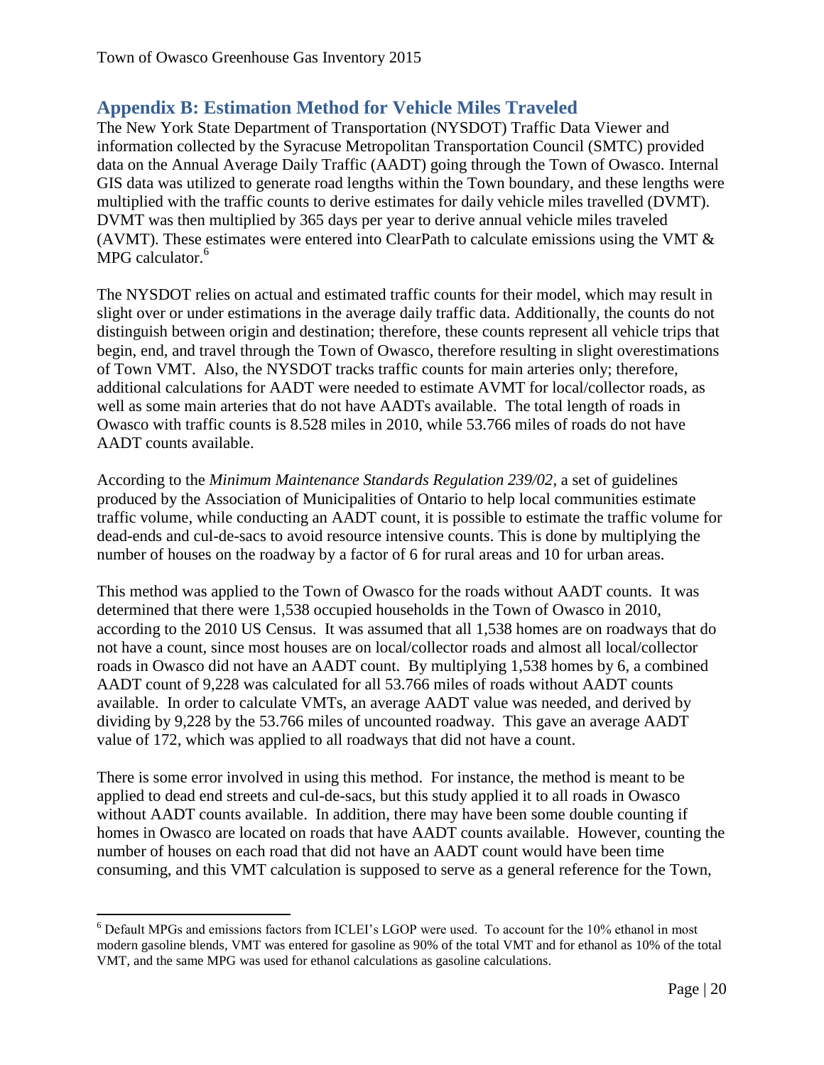## Appendix B: Estimation Method for Vehicle Miles Traveled

The New York State Department of Transportation (NYSDOT) Traffic Data Viewer and information collected by the Syracuse Metropolitan Transportation Council (SMTC) provided data on the Annual Average Daily Traffic (AADT) going through the Town of Owasco. Internal GIS data was utilized to generate road lengths within the Town boundary, and these lengths were multiplied with the traffic counts to derive estimates for daily vehicle miles travelled (DVMT). DVMT was then multiplied by 365 days per year to derive annual vehicle miles traveled (AVMT). These estimates were entered into ClearPath to calculate emissions using the VMT & MPG calculator.[6]

The NYSDOT relies on actual and estimated traffic counts for their model, which may result in slight over or under estimations in the average daily traffic data. Additionally, the counts do not distinguish between origin and destination; therefore, these counts represent all vehicle trips that begin, end, and travel through the Town of Owasco, therefore resulting in slight overestimations of Town VMT. Also, the NYSDOT tracks traffic counts for main arteries only; therefore, additional calculations for AADT were needed to estimate AVMT for local/collector roads, as well as some main arteries that do not have AADTs available. The total length of roads in Owasco with traffic counts is 8.528 miles in 2010, while 53.766 miles of roads do not have AADT counts available.

According to the *Minimum Maintenance Standards Regulation 239/02*, a set of guidelines produced by the Association of Municipalities of Ontario to help local communities estimate traffic volume, while conducting an AADT count, it is possible to estimate the traffic volume for dead-ends and cul-de-sacs to avoid resource intensive counts. This is done by multiplying the number of houses on the roadway by a factor of 6 for rural areas and 10 for urban areas.

This method was applied to the Town of Owasco for the roads without AADT counts. It was determined that there were 1,538 occupied households in the Town of Owasco in 2010, according to the 2010 US Census. It was assumed that all 1,538 homes are on roadways that do not have a count, since most houses are on local/collector roads and almost all local/collector roads in Owasco did not have an AADT count. By multiplying 1,538 homes by 6, a combined AADT count of 9,228 was calculated for all 53.766 miles of roads without AADT counts available. In order to calculate VMTs, an average AADT value was needed, and derived by dividing by 9,228 by the 53.766 miles of uncounted roadway. This gave an average AADT value of 172, which was applied to all roadways that did not have a count.

There is some error involved in using this method. For instance, the method is meant to be applied to dead end streets and cul-de-sacs, but this study applied it to all roads in Owasco without AADT counts available. In addition, there may have been some double counting if homes in Owasco are located on roads that have AADT counts available. However, counting the number of houses on each road that did not have an AADT count would have been time consuming, and this VMT calculation is supposed to serve as a general reference for the Town,

---

[6] Default MPGs and emissions factors from ICLEI's LGOP were used. To account for the 10% ethanol in most modern gasoline blends, VMT was entered for gasoline as 90% of the total VMT and for ethanol as 10% of the total VMT, and the same MPG was used for ethanol calculations as gasoline calculations.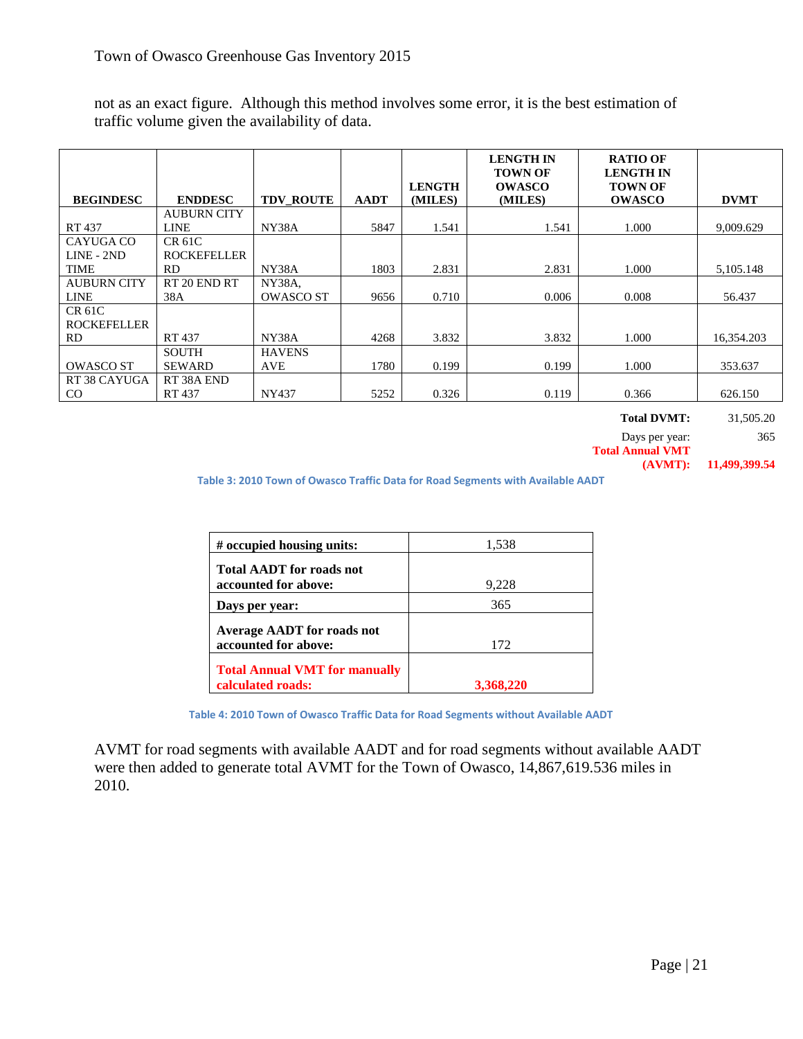not as an exact figure. Although this method involves some error, it is the best estimation of traffic volume given the availability of data.

| BEGINDESC | ENDDESC | TDV_ROUTE | AADT | LENGTH (MILES) | LENGTH IN TOWN OF OWASCO (MILES) | RATIO OF LENGTH IN TOWN OF OWASCO | DVMT |
|---|---|---|---|---|---|---|---|
| RT 437 | AUBURN CITY LINE | NY38A | 5847 | 1.541 | 1.541 | 1.000 | 9,009.629 |
| CAYUGA CO LINE - 2ND TIME | CR 61C ROCKEFELLER RD | NY38A | 1803 | 2.831 | 2.831 | 1.000 | 5,105.148 |
| AUBURN CITY LINE | RT 20 END RT 38A | NY38A, OWASCO ST | 9656 | 0.710 | 0.006 | 0.008 | 56.437 |
| CR 61C ROCKEFELLER RD | RT 437 | NY38A | 4268 | 3.832 | 3.832 | 1.000 | 16,354.203 |
| OWASCO ST | SOUTH SEWARD | HAVENS AVE | 1780 | 0.199 | 0.199 | 1.000 | 353.637 |
| RT 38 CAYUGA CO | RT 38A END RT 437 | NY437 | 5252 | 0.326 | 0.119 | 0.366 | 626.150 |
| | | | | | | **Total DVMT:** | 31,505.20 |
| | | | | | | Days per year: | 365 |
| | | | | | | **Total Annual VMT (AVMT):** | **11,499,399.54** |

**Table 3: 2010 Town of Owasco Traffic Data for Road Segments with Available AADT**

| | |
|---|---|
| **# occupied housing units:** | 1,538 |
| **Total AADT for roads not accounted for above:** | 9,228 |
| **Days per year:** | 365 |
| **Average AADT for roads not accounted for above:** | 172 |
| **Total Annual VMT for manually calculated roads:** | **3,368,220** |

**Table 4: 2010 Town of Owasco Traffic Data for Road Segments without Available AADT**

AVMT for road segments with available AADT and for road segments without available AADT were then added to generate total AVMT for the Town of Owasco, 14,867,619.536 miles in 2010.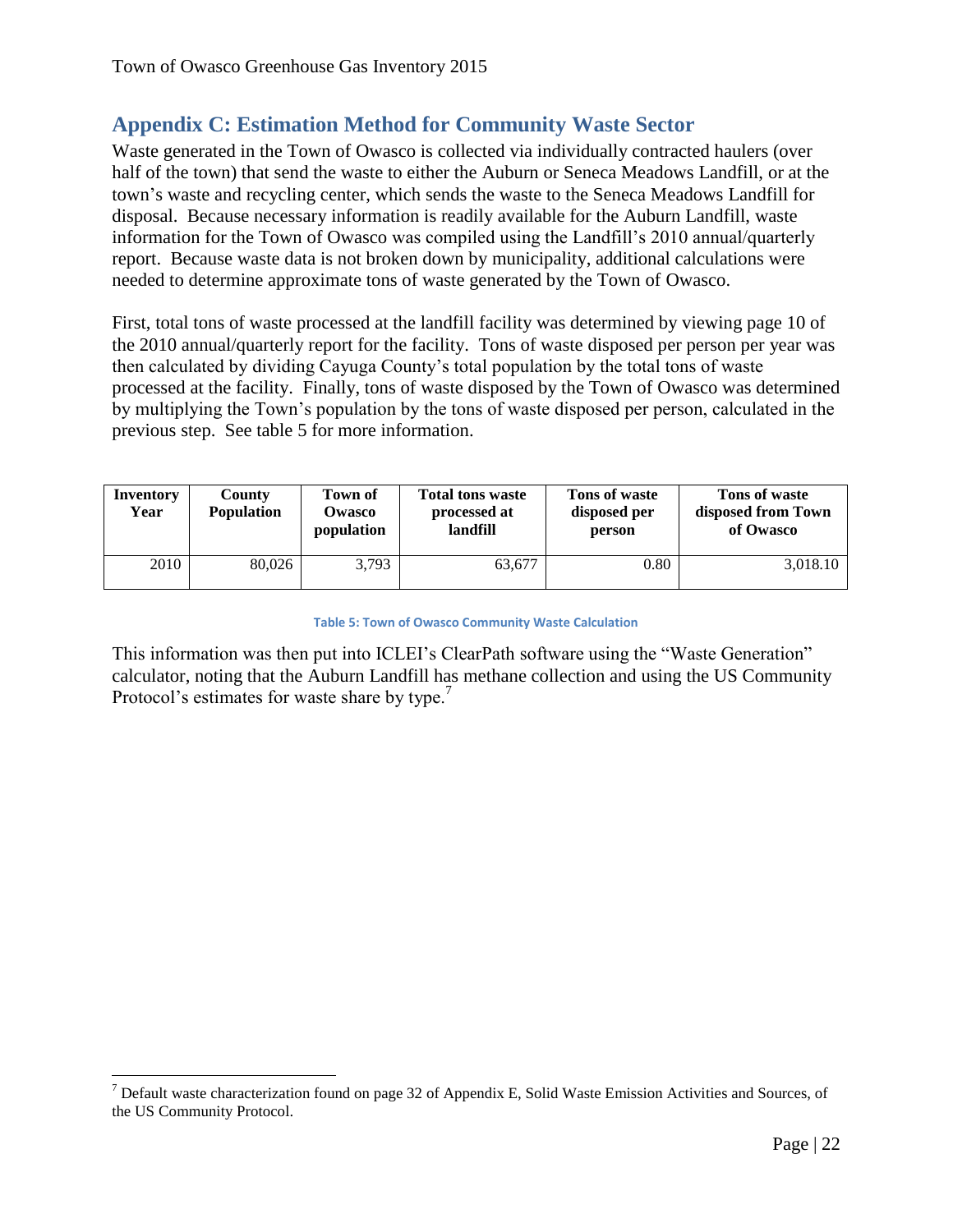## Appendix C: Estimation Method for Community Waste Sector

Waste generated in the Town of Owasco is collected via individually contracted haulers (over half of the town) that send the waste to either the Auburn or Seneca Meadows Landfill, or at the town's waste and recycling center, which sends the waste to the Seneca Meadows Landfill for disposal. Because necessary information is readily available for the Auburn Landfill, waste information for the Town of Owasco was compiled using the Landfill's 2010 annual/quarterly report. Because waste data is not broken down by municipality, additional calculations were needed to determine approximate tons of waste generated by the Town of Owasco.

First, total tons of waste processed at the landfill facility was determined by viewing page 10 of the 2010 annual/quarterly report for the facility. Tons of waste disposed per person per year was then calculated by dividing Cayuga County's total population by the total tons of waste processed at the facility. Finally, tons of waste disposed by the Town of Owasco was determined by multiplying the Town's population by the tons of waste disposed per person, calculated in the previous step. See table 5 for more information.

| Inventory Year | County Population | Town of Owasco population | Total tons waste processed at landfill | Tons of waste disposed per person | Tons of waste disposed from Town of Owasco |
|---|---|---|---|---|---|
| 2010 | 80,026 | 3,793 | 63,677 | 0.80 | 3,018.10 |

Table 5: Town of Owasco Community Waste Calculation

This information was then put into ICLEI's ClearPath software using the "Waste Generation" calculator, noting that the Auburn Landfill has methane collection and using the US Community Protocol's estimates for waste share by type.[7]

[7] Default waste characterization found on page 32 of Appendix E, Solid Waste Emission Activities and Sources, of the US Community Protocol.